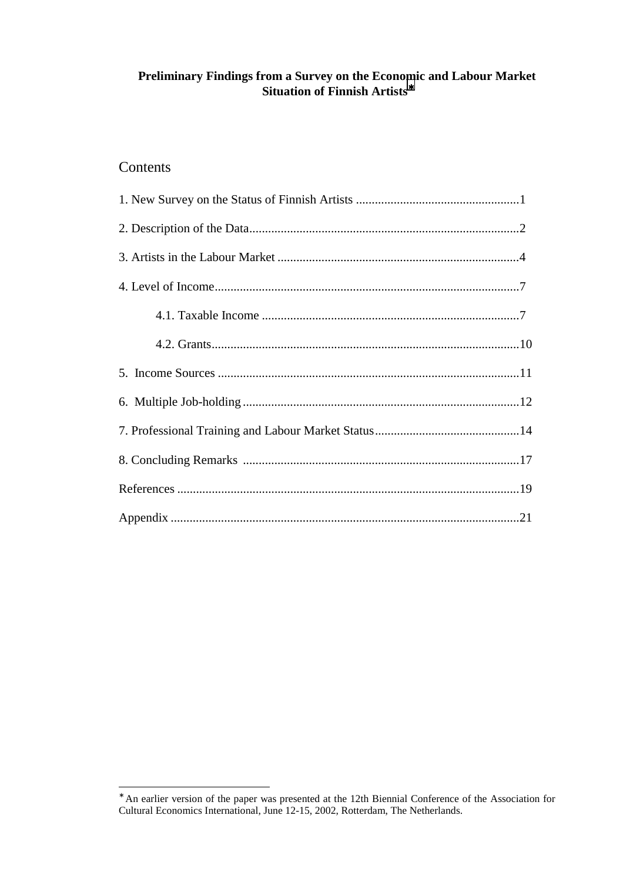# Preliminary Findings from a Survey on the Economic and Labour Market Situation of Finnish Artists[*]

## Contents

1. New Survey on the Status of Finnish Artists ....................................................1

2. Description of the Data......................................................................................2

3. Artists in the Labour Market .............................................................................4

4. Level of Income.................................................................................................7

    4.1. Taxable Income ..................................................................................7

    4.2. Grants..................................................................................................10

5. Income Sources ................................................................................................11

6. Multiple Job-holding ........................................................................................12

7. Professional Training and Labour Market Status..............................................14

8. Concluding Remarks ........................................................................................17

References .............................................................................................................19

Appendix ..............................................................................................................21

---

[*] An earlier version of the paper was presented at the 12th Biennial Conference of the Association for Cultural Economics International, June 12-15, 2002, Rotterdam, The Netherlands.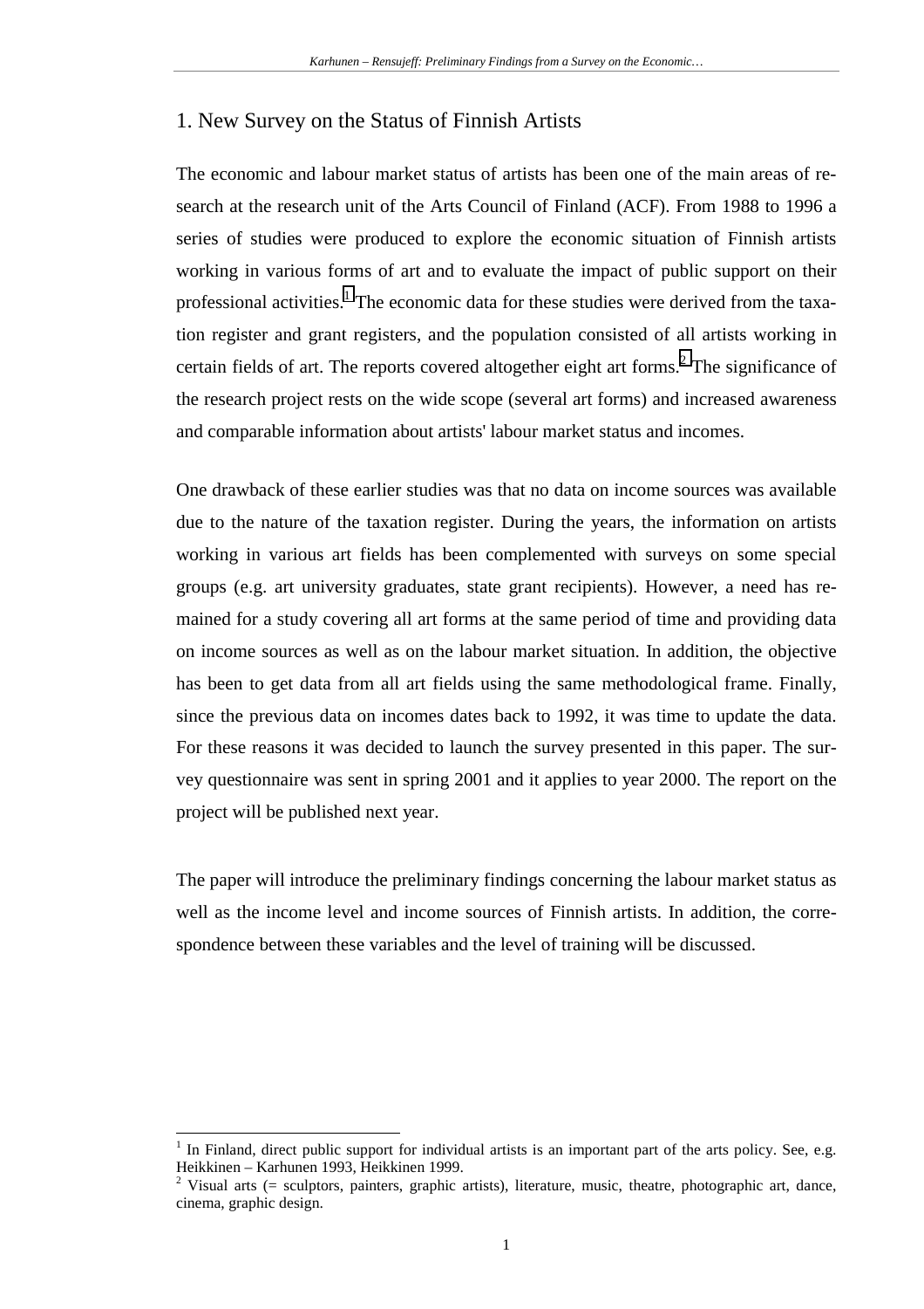## 1. New Survey on the Status of Finnish Artists

The economic and labour market status of artists has been one of the main areas of research at the research unit of the Arts Council of Finland (ACF). From 1988 to 1996 a series of studies were produced to explore the economic situation of Finnish artists working in various forms of art and to evaluate the impact of public support on their professional activities.[1] The economic data for these studies were derived from the taxation register and grant registers, and the population consisted of all artists working in certain fields of art. The reports covered altogether eight art forms.[2] The significance of the research project rests on the wide scope (several art forms) and increased awareness and comparable information about artists' labour market status and incomes.

One drawback of these earlier studies was that no data on income sources was available due to the nature of the taxation register. During the years, the information on artists working in various art fields has been complemented with surveys on some special groups (e.g. art university graduates, state grant recipients). However, a need has remained for a study covering all art forms at the same period of time and providing data on income sources as well as on the labour market situation. In addition, the objective has been to get data from all art fields using the same methodological frame. Finally, since the previous data on incomes dates back to 1992, it was time to update the data. For these reasons it was decided to launch the survey presented in this paper. The survey questionnaire was sent in spring 2001 and it applies to year 2000. The report on the project will be published next year.

The paper will introduce the preliminary findings concerning the labour market status as well as the income level and income sources of Finnish artists. In addition, the correspondence between these variables and the level of training will be discussed.

---

[1] In Finland, direct public support for individual artists is an important part of the arts policy. See, e.g. Heikkinen – Karhunen 1993, Heikkinen 1999.

[2] Visual arts (= sculptors, painters, graphic artists), literature, music, theatre, photographic art, dance, cinema, graphic design.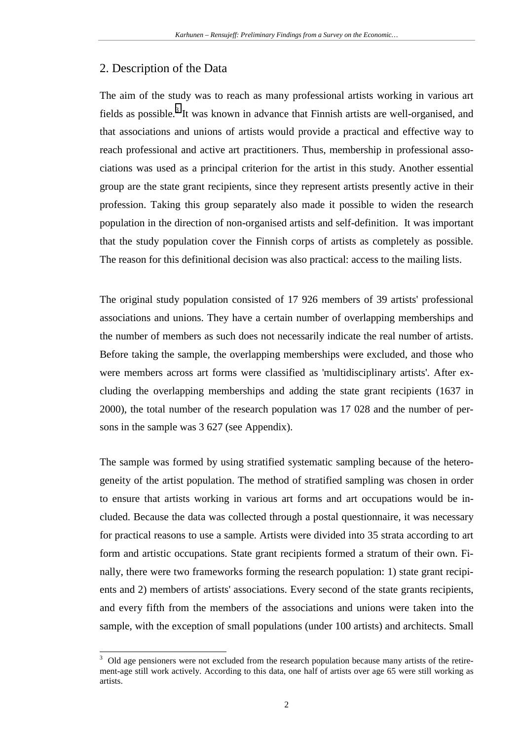## 2. Description of the Data

The aim of the study was to reach as many professional artists working in various art fields as possible.[3] It was known in advance that Finnish artists are well-organised, and that associations and unions of artists would provide a practical and effective way to reach professional and active art practitioners. Thus, membership in professional associations was used as a principal criterion for the artist in this study. Another essential group are the state grant recipients, since they represent artists presently active in their profession. Taking this group separately also made it possible to widen the research population in the direction of non-organised artists and self-definition. It was important that the study population cover the Finnish corps of artists as completely as possible. The reason for this definitional decision was also practical: access to the mailing lists.

The original study population consisted of 17 926 members of 39 artists' professional associations and unions. They have a certain number of overlapping memberships and the number of members as such does not necessarily indicate the real number of artists. Before taking the sample, the overlapping memberships were excluded, and those who were members across art forms were classified as 'multidisciplinary artists'. After excluding the overlapping memberships and adding the state grant recipients (1637 in 2000), the total number of the research population was 17 028 and the number of persons in the sample was 3 627 (see Appendix).

The sample was formed by using stratified systematic sampling because of the heterogeneity of the artist population. The method of stratified sampling was chosen in order to ensure that artists working in various art forms and art occupations would be included. Because the data was collected through a postal questionnaire, it was necessary for practical reasons to use a sample. Artists were divided into 35 strata according to art form and artistic occupations. State grant recipients formed a stratum of their own. Finally, there were two frameworks forming the research population: 1) state grant recipients and 2) members of artists' associations. Every second of the state grants recipients, and every fifth from the members of the associations and unions were taken into the sample, with the exception of small populations (under 100 artists) and architects. Small

[3] Old age pensioners were not excluded from the research population because many artists of the retirement-age still work actively. According to this data, one half of artists over age 65 were still working as artists.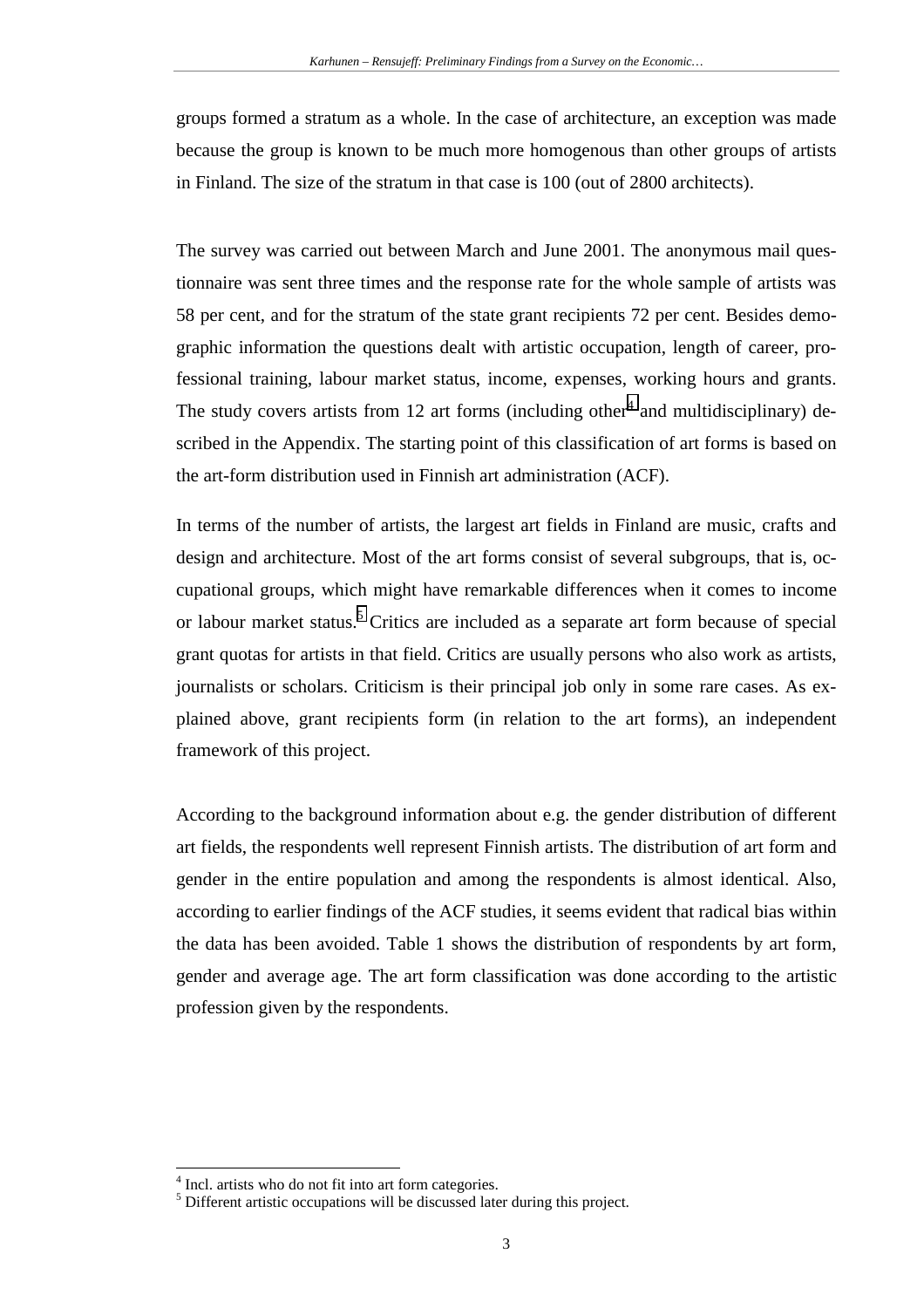groups formed a stratum as a whole. In the case of architecture, an exception was made because the group is known to be much more homogenous than other groups of artists in Finland. The size of the stratum in that case is 100 (out of 2800 architects).

The survey was carried out between March and June 2001. The anonymous mail questionnaire was sent three times and the response rate for the whole sample of artists was 58 per cent, and for the stratum of the state grant recipients 72 per cent. Besides demographic information the questions dealt with artistic occupation, length of career, professional training, labour market status, income, expenses, working hours and grants. The study covers artists from 12 art forms (including other[4] and multidisciplinary) described in the Appendix. The starting point of this classification of art forms is based on the art-form distribution used in Finnish art administration (ACF).

In terms of the number of artists, the largest art fields in Finland are music, crafts and design and architecture. Most of the art forms consist of several subgroups, that is, occupational groups, which might have remarkable differences when it comes to income or labour market status.[5] Critics are included as a separate art form because of special grant quotas for artists in that field. Critics are usually persons who also work as artists, journalists or scholars. Criticism is their principal job only in some rare cases. As explained above, grant recipients form (in relation to the art forms), an independent framework of this project.

According to the background information about e.g. the gender distribution of different art fields, the respondents well represent Finnish artists. The distribution of art form and gender in the entire population and among the respondents is almost identical. Also, according to earlier findings of the ACF studies, it seems evident that radical bias within the data has been avoided. Table 1 shows the distribution of respondents by art form, gender and average age. The art form classification was done according to the artistic profession given by the respondents.

---

[4] Incl. artists who do not fit into art form categories.

[5] Different artistic occupations will be discussed later during this project.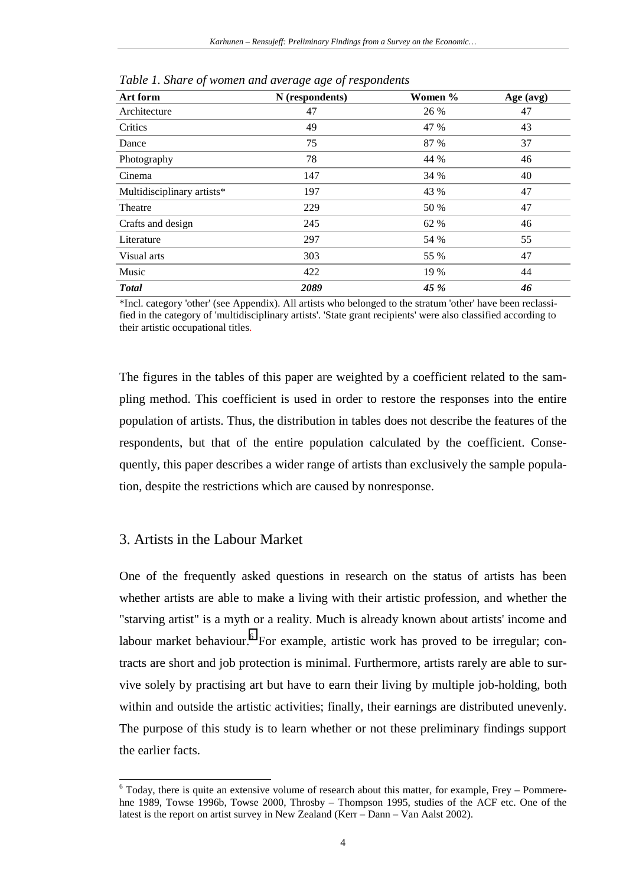*Table 1. Share of women and average age of respondents*

| Art form | N (respondents) | Women % | Age (avg) |
|---|---|---|---|
| Architecture | 47 | 26 % | 47 |
| Critics | 49 | 47 % | 43 |
| Dance | 75 | 87 % | 37 |
| Photography | 78 | 44 % | 46 |
| Cinema | 147 | 34 % | 40 |
| Multidisciplinary artists* | 197 | 43 % | 47 |
| Theatre | 229 | 50 % | 47 |
| Crafts and design | 245 | 62 % | 46 |
| Literature | 297 | 54 % | 55 |
| Visual arts | 303 | 55 % | 47 |
| Music | 422 | 19 % | 44 |
| ***Total*** | ***2089*** | ***45 %*** | ***46*** |

*Incl. category 'other' (see Appendix). All artists who belonged to the stratum 'other' have been reclassified in the category of 'multidisciplinary artists'. 'State grant recipients' were also classified according to their artistic occupational titles.

The figures in the tables of this paper are weighted by a coefficient related to the sampling method. This coefficient is used in order to restore the responses into the entire population of artists. Thus, the distribution in tables does not describe the features of the respondents, but that of the entire population calculated by the coefficient. Consequently, this paper describes a wider range of artists than exclusively the sample population, despite the restrictions which are caused by nonresponse.

## 3. Artists in the Labour Market

One of the frequently asked questions in research on the status of artists has been whether artists are able to make a living with their artistic profession, and whether the "starving artist" is a myth or a reality. Much is already known about artists' income and labour market behaviour.[6] For example, artistic work has proved to be irregular; contracts are short and job protection is minimal. Furthermore, artists rarely are able to survive solely by practising art but have to earn their living by multiple job-holding, both within and outside the artistic activities; finally, their earnings are distributed unevenly. The purpose of this study is to learn whether or not these preliminary findings support the earlier facts.

[6] Today, there is quite an extensive volume of research about this matter, for example, Frey – Pommerehne 1989, Towse 1996b, Towse 2000, Throsby – Thompson 1995, studies of the ACF etc. One of the latest is the report on artist survey in New Zealand (Kerr – Dann – Van Aalst 2002).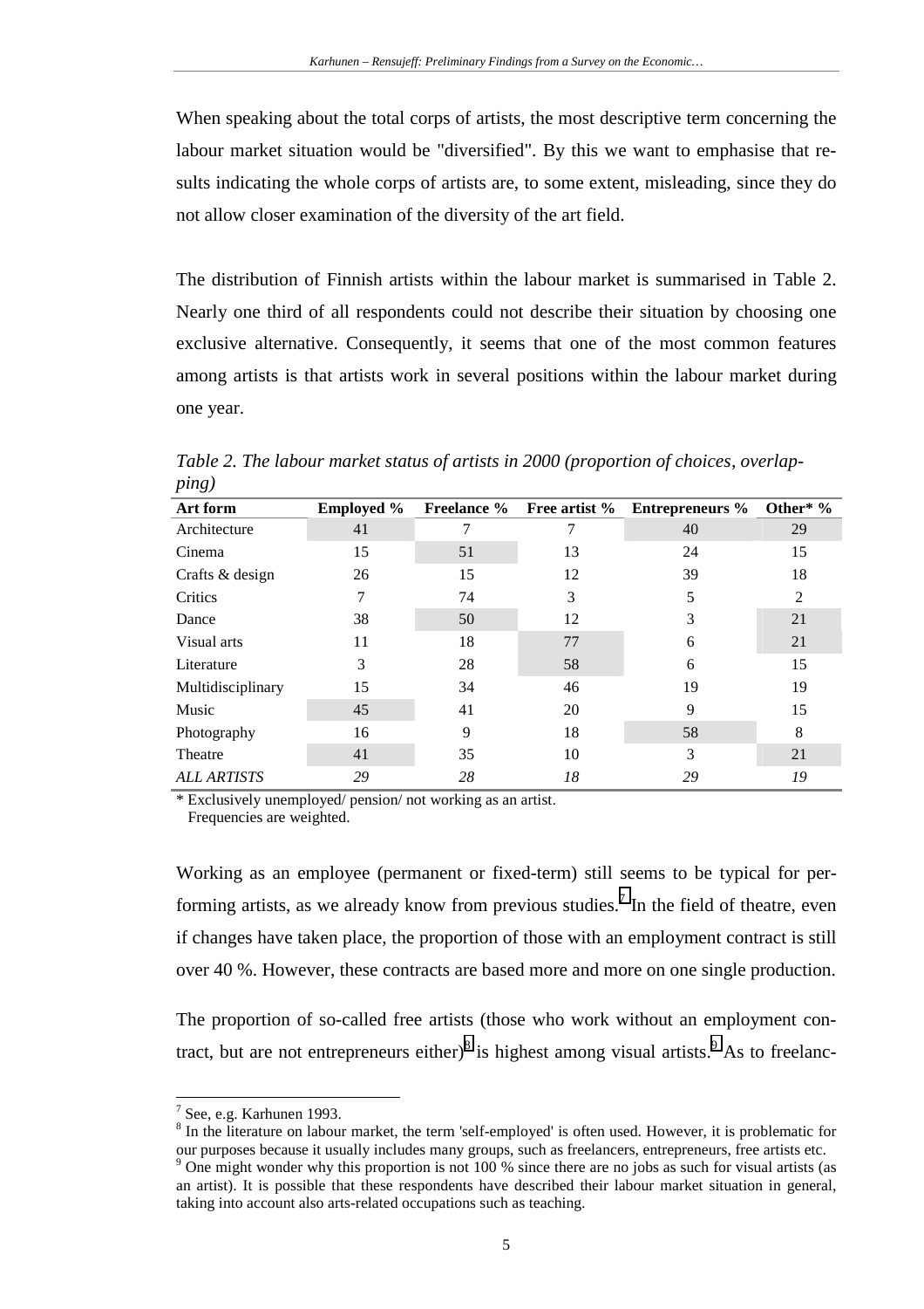When speaking about the total corps of artists, the most descriptive term concerning the labour market situation would be "diversified". By this we want to emphasise that results indicating the whole corps of artists are, to some extent, misleading, since they do not allow closer examination of the diversity of the art field.

The distribution of Finnish artists within the labour market is summarised in Table 2. Nearly one third of all respondents could not describe their situation by choosing one exclusive alternative. Consequently, it seems that one of the most common features among artists is that artists work in several positions within the labour market during one year.

*Table 2. The labour market status of artists in 2000 (proportion of choices, overlapping)*

| Art form | Employed % | Freelance % | Free artist % | Entrepreneurs % | Other* % |
|---|---|---|---|---|---|
| Architecture | 41 | 7 | 7 | 40 | 29 |
| Cinema | 15 | 51 | 13 | 24 | 15 |
| Crafts & design | 26 | 15 | 12 | 39 | 18 |
| Critics | 7 | 74 | 3 | 5 | 2 |
| Dance | 38 | 50 | 12 | 3 | 21 |
| Visual arts | 11 | 18 | 77 | 6 | 21 |
| Literature | 3 | 28 | 58 | 6 | 15 |
| Multidisciplinary | 15 | 34 | 46 | 19 | 19 |
| Music | 45 | 41 | 20 | 9 | 15 |
| Photography | 16 | 9 | 18 | 58 | 8 |
| Theatre | 41 | 35 | 10 | 3 | 21 |
| *ALL ARTISTS* | *29* | *28* | *18* | *29* | *19* |

\* Exclusively unemployed/ pension/ not working as an artist.
Frequencies are weighted.

Working as an employee (permanent or fixed-term) still seems to be typical for performing artists, as we already know from previous studies.[7] In the field of theatre, even if changes have taken place, the proportion of those with an employment contract is still over 40 %. However, these contracts are based more and more on one single production.

The proportion of so-called free artists (those who work without an employment contract, but are not entrepreneurs either)[8] is highest among visual artists.[9] As to freelanc-

[7] See, e.g. Karhunen 1993.

[8] In the literature on labour market, the term 'self-employed' is often used. However, it is problematic for our purposes because it usually includes many groups, such as freelancers, entrepreneurs, free artists etc.

[9] One might wonder why this proportion is not 100 % since there are no jobs as such for visual artists (as an artist). It is possible that these respondents have described their labour market situation in general, taking into account also arts-related occupations such as teaching.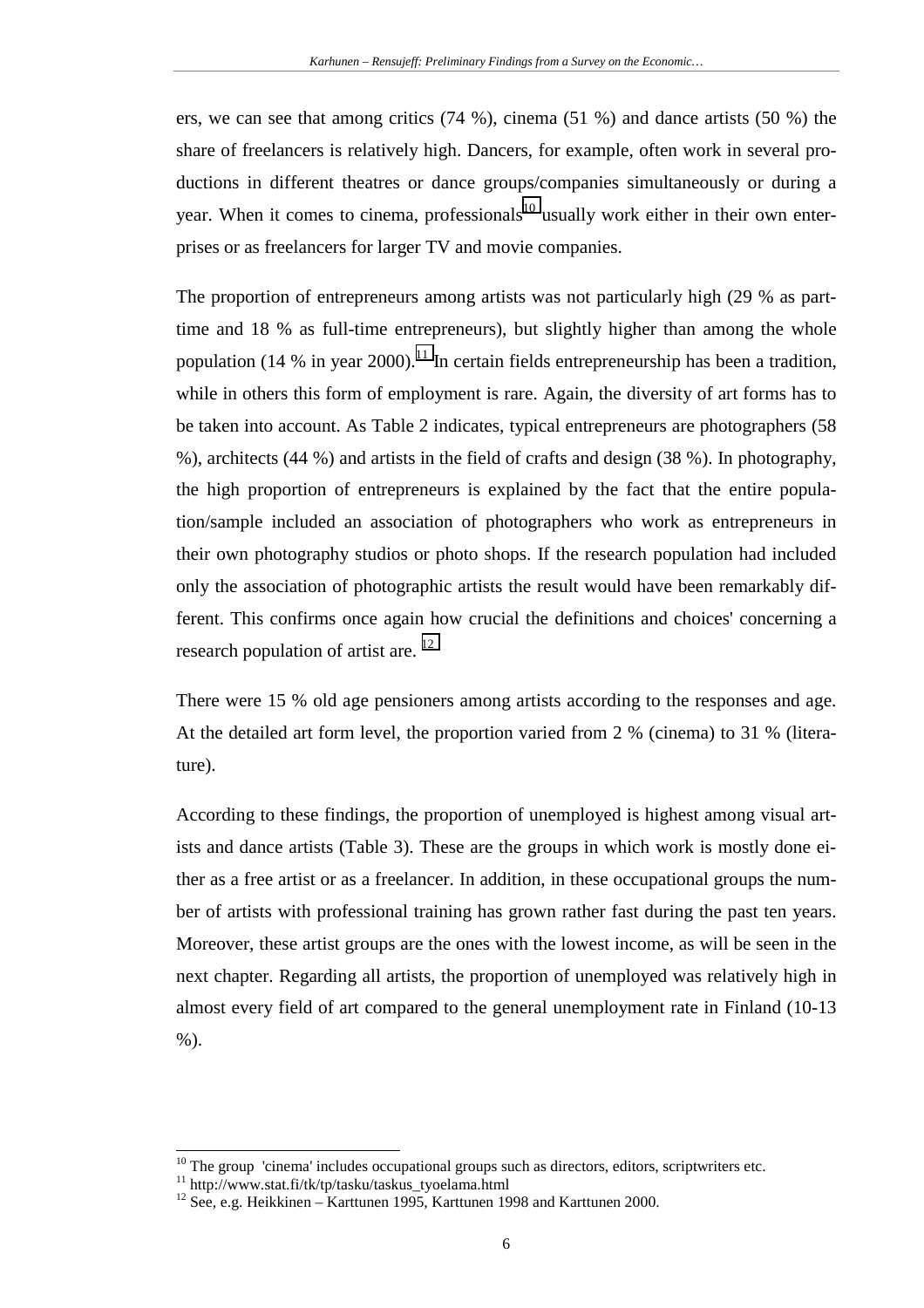ers, we can see that among critics (74 %), cinema (51 %) and dance artists (50 %) the share of freelancers is relatively high. Dancers, for example, often work in several productions in different theatres or dance groups/companies simultaneously or during a year. When it comes to cinema, professionals[10] usually work either in their own enterprises or as freelancers for larger TV and movie companies.

The proportion of entrepreneurs among artists was not particularly high (29 % as part-time and 18 % as full-time entrepreneurs), but slightly higher than among the whole population (14 % in year 2000).[11] In certain fields entrepreneurship has been a tradition, while in others this form of employment is rare. Again, the diversity of art forms has to be taken into account. As Table 2 indicates, typical entrepreneurs are photographers (58 %), architects (44 %) and artists in the field of crafts and design (38 %). In photography, the high proportion of entrepreneurs is explained by the fact that the entire population/sample included an association of photographers who work as entrepreneurs in their own photography studios or photo shops. If the research population had included only the association of photographic artists the result would have been remarkably different. This confirms once again how crucial the definitions and choices' concerning a research population of artist are. [12]

There were 15 % old age pensioners among artists according to the responses and age. At the detailed art form level, the proportion varied from 2 % (cinema) to 31 % (literature).

According to these findings, the proportion of unemployed is highest among visual artists and dance artists (Table 3). These are the groups in which work is mostly done either as a free artist or as a freelancer. In addition, in these occupational groups the number of artists with professional training has grown rather fast during the past ten years. Moreover, these artist groups are the ones with the lowest income, as will be seen in the next chapter. Regarding all artists, the proportion of unemployed was relatively high in almost every field of art compared to the general unemployment rate in Finland (10-13 %).

---

[10] The group 'cinema' includes occupational groups such as directors, editors, scriptwriters etc.

[11] http://www.stat.fi/tk/tp/tasku/taskus_tyoelama.html

[12] See, e.g. Heikkinen – Karttunen 1995, Karttunen 1998 and Karttunen 2000.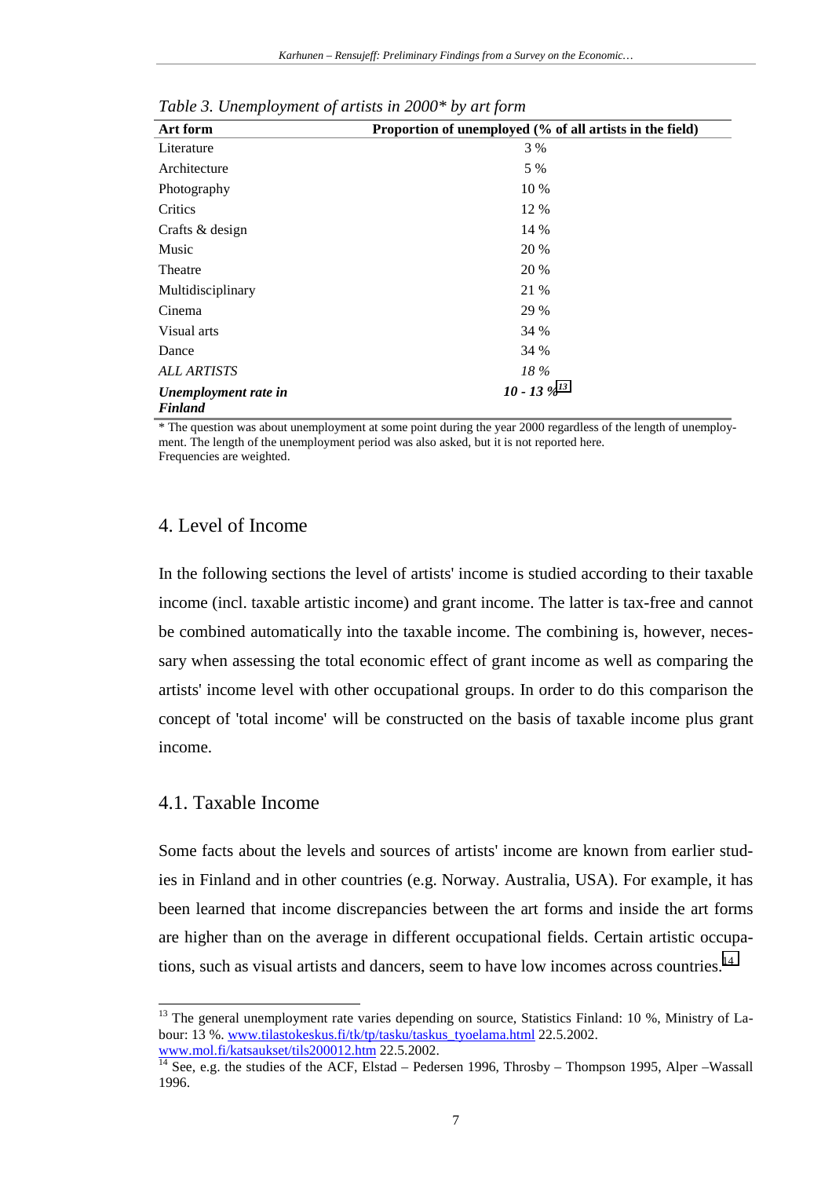*Table 3. Unemployment of artists in 2000\* by art form*

| Art form | Proportion of unemployed (% of all artists in the field) |
|---|---|
| Literature | 3 % |
| Architecture | 5 % |
| Photography | 10 % |
| Critics | 12 % |
| Crafts & design | 14 % |
| Music | 20 % |
| Theatre | 20 % |
| Multidisciplinary | 21 % |
| Cinema | 29 % |
| Visual arts | 34 % |
| Dance | 34 % |
| *ALL ARTISTS* | *18 %* |
| ***Unemployment rate in Finland*** | ***10 - 13 %*** [13] |

\* The question was about unemployment at some point during the year 2000 regardless of the length of unemployment. The length of the unemployment period was also asked, but it is not reported here.
Frequencies are weighted.

## 4. Level of Income

In the following sections the level of artists' income is studied according to their taxable income (incl. taxable artistic income) and grant income. The latter is tax-free and cannot be combined automatically into the taxable income. The combining is, however, necessary when assessing the total economic effect of grant income as well as comparing the artists' income level with other occupational groups. In order to do this comparison the concept of 'total income' will be constructed on the basis of taxable income plus grant income.

### 4.1. Taxable Income

Some facts about the levels and sources of artists' income are known from earlier studies in Finland and in other countries (e.g. Norway. Australia, USA). For example, it has been learned that income discrepancies between the art forms and inside the art forms are higher than on the average in different occupational fields. Certain artistic occupations, such as visual artists and dancers, seem to have low incomes across countries.[14]

---

[13] The general unemployment rate varies depending on source, Statistics Finland: 10 %, Ministry of Labour: 13 %. www.tilastokeskus.fi/tk/tp/tasku/taskus_tyoelama.html 22.5.2002. www.mol.fi/katsaukset/tils200012.htm 22.5.2002.

[14] See, e.g. the studies of the ACF, Elstad – Pedersen 1996, Throsby – Thompson 1995, Alper –Wassall 1996.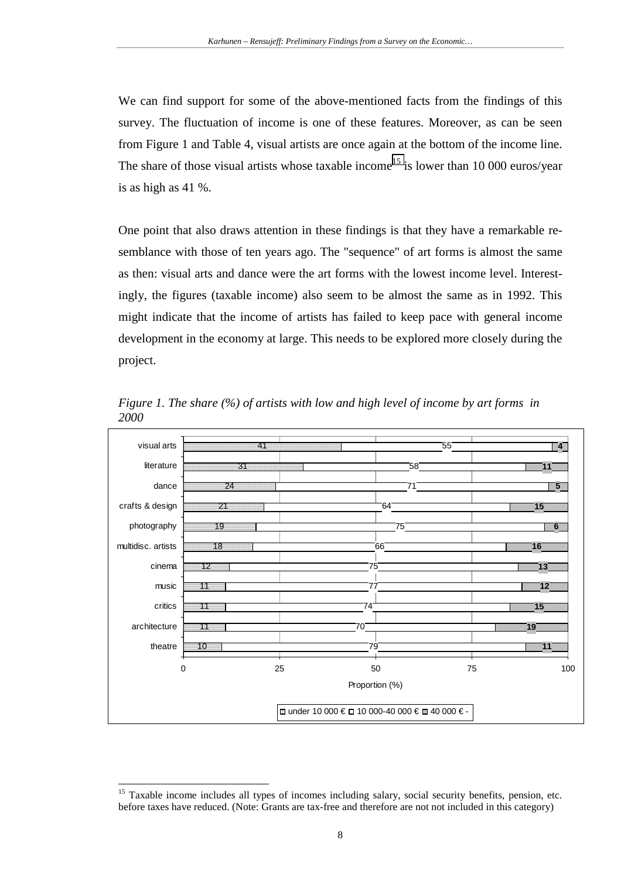We can find support for some of the above-mentioned facts from the findings of this survey. The fluctuation of income is one of these features. Moreover, as can be seen from Figure 1 and Table 4, visual artists are once again at the bottom of the income line. The share of those visual artists whose taxable income[15] is lower than 10 000 euros/year is as high as 41 %.

One point that also draws attention in these findings is that they have a remarkable resemblance with those of ten years ago. The "sequence" of art forms is almost the same as then: visual arts and dance were the art forms with the lowest income level. Interestingly, the figures (taxable income) also seem to be almost the same as in 1992. This might indicate that the income of artists has failed to keep pace with general income development in the economy at large. This needs to be explored more closely during the project.

*Figure 1. The share (%) of artists with low and high level of income by art forms in 2000*

| Art form | under 10 000 € | 10 000-40 000 € | 40 000 € - |
| --- | --- | --- | --- |
| visual arts | 41 | 55 | 4 |
| literature | 31 | 58 | 11 |
| dance | 24 | 71 | 5 |
| crafts & design | 21 | 64 | 15 |
| photography | 19 | 75 | 6 |
| multidisc. artists | 18 | 66 | 16 |
| cinema | 12 | 75 | 13 |
| music | 11 | 77 | 12 |
| critics | 11 | 74 | 15 |
| architecture | 11 | 70 | 19 |
| theatre | 10 | 79 | 11 |

Proportion (%)

[15] Taxable income includes all types of incomes including salary, social security benefits, pension, etc. before taxes have reduced. (Note: Grants are tax-free and therefore are not not included in this category)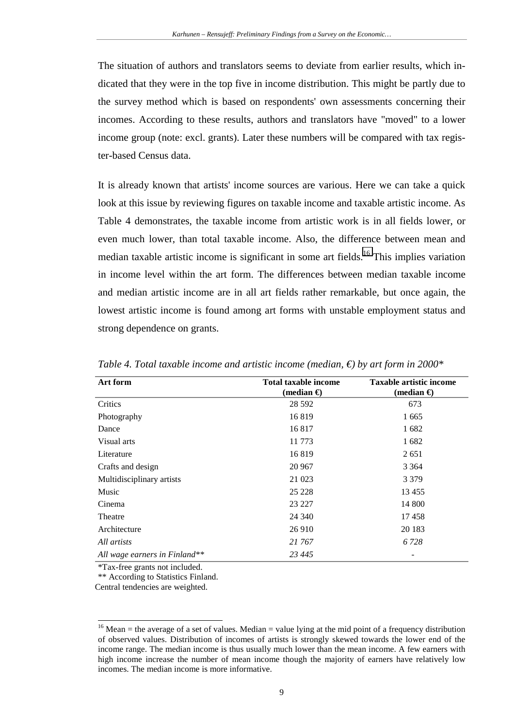The situation of authors and translators seems to deviate from earlier results, which indicated that they were in the top five in income distribution. This might be partly due to the survey method which is based on respondents' own assessments concerning their incomes. According to these results, authors and translators have "moved" to a lower income group (note: excl. grants). Later these numbers will be compared with tax register-based Census data.

It is already known that artists' income sources are various. Here we can take a quick look at this issue by reviewing figures on taxable income and taxable artistic income. As Table 4 demonstrates, the taxable income from artistic work is in all fields lower, or even much lower, than total taxable income. Also, the difference between mean and median taxable artistic income is significant in some art fields.[16] This implies variation in income level within the art form. The differences between median taxable income and median artistic income are in all art fields rather remarkable, but once again, the lowest artistic income is found among art forms with unstable employment status and strong dependence on grants.

*Table 4. Total taxable income and artistic income (median, €) by art form in 2000\**

| Art form | Total taxable income (median €) | Taxable artistic income (median €) |
|---|---|---|
| Critics | 28 592 | 673 |
| Photography | 16 819 | 1 665 |
| Dance | 16 817 | 1 682 |
| Visual arts | 11 773 | 1 682 |
| Literature | 16 819 | 2 651 |
| Crafts and design | 20 967 | 3 364 |
| Multidisciplinary artists | 21 023 | 3 379 |
| Music | 25 228 | 13 455 |
| Cinema | 23 227 | 14 800 |
| Theatre | 24 340 | 17 458 |
| Architecture | 26 910 | 20 183 |
| *All artists* | *21 767* | *6 728* |
| *All wage earners in Finland\*\** | *23 445* | - |

\*Tax-free grants not included.
\*\* According to Statistics Finland.
Central tendencies are weighted.

[16] Mean = the average of a set of values. Median = value lying at the mid point of a frequency distribution of observed values. Distribution of incomes of artists is strongly skewed towards the lower end of the income range. The median income is thus usually much lower than the mean income. A few earners with high income increase the number of mean income though the majority of earners have relatively low incomes. The median income is more informative.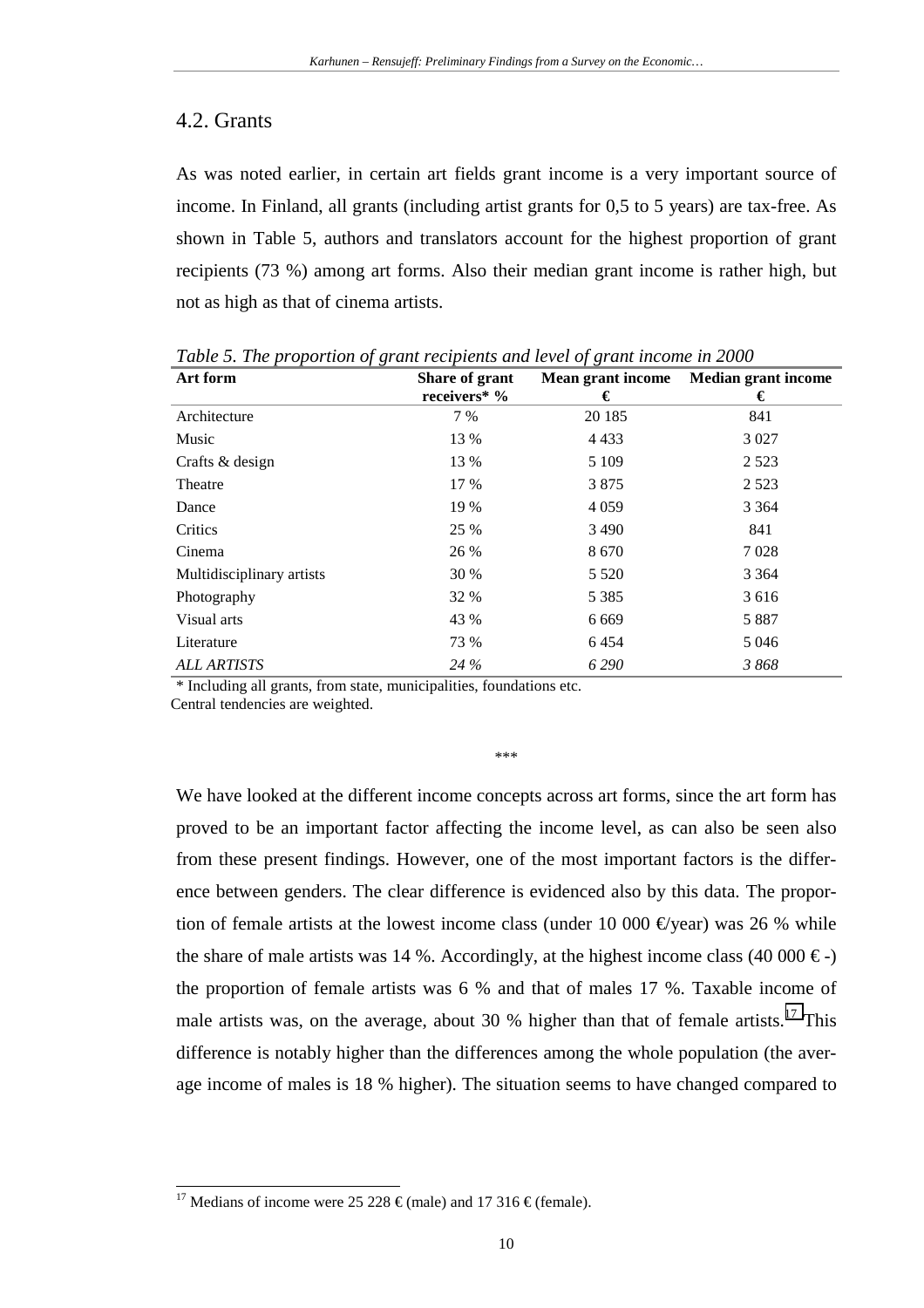## 4.2. Grants

As was noted earlier, in certain art fields grant income is a very important source of income. In Finland, all grants (including artist grants for 0,5 to 5 years) are tax-free. As shown in Table 5, authors and translators account for the highest proportion of grant recipients (73 %) among art forms. Also their median grant income is rather high, but not as high as that of cinema artists.

*Table 5. The proportion of grant recipients and level of grant income in 2000*

| Art form | Share of grant receivers* % | Mean grant income € | Median grant income € |
|---|---|---|---|
| Architecture | 7 % | 20 185 | 841 |
| Music | 13 % | 4 433 | 3 027 |
| Crafts & design | 13 % | 5 109 | 2 523 |
| Theatre | 17 % | 3 875 | 2 523 |
| Dance | 19 % | 4 059 | 3 364 |
| Critics | 25 % | 3 490 | 841 |
| Cinema | 26 % | 8 670 | 7 028 |
| Multidisciplinary artists | 30 % | 5 520 | 3 364 |
| Photography | 32 % | 5 385 | 3 616 |
| Visual arts | 43 % | 6 669 | 5 887 |
| Literature | 73 % | 6 454 | 5 046 |
| *ALL ARTISTS* | *24 %* | *6 290* | *3 868* |

\* Including all grants, from state, municipalities, foundations etc.
Central tendencies are weighted.

\*\*\*

We have looked at the different income concepts across art forms, since the art form has proved to be an important factor affecting the income level, as can also be seen also from these present findings. However, one of the most important factors is the difference between genders. The clear difference is evidenced also by this data. The proportion of female artists at the lowest income class (under 10 000 €/year) was 26 % while the share of male artists was 14 %. Accordingly, at the highest income class (40 000 € -) the proportion of female artists was 6 % and that of males 17 %. Taxable income of male artists was, on the average, about 30 % higher than that of female artists.[17] This difference is notably higher than the differences among the whole population (the average income of males is 18 % higher). The situation seems to have changed compared to

[17] Medians of income were 25 228 € (male) and 17 316 € (female).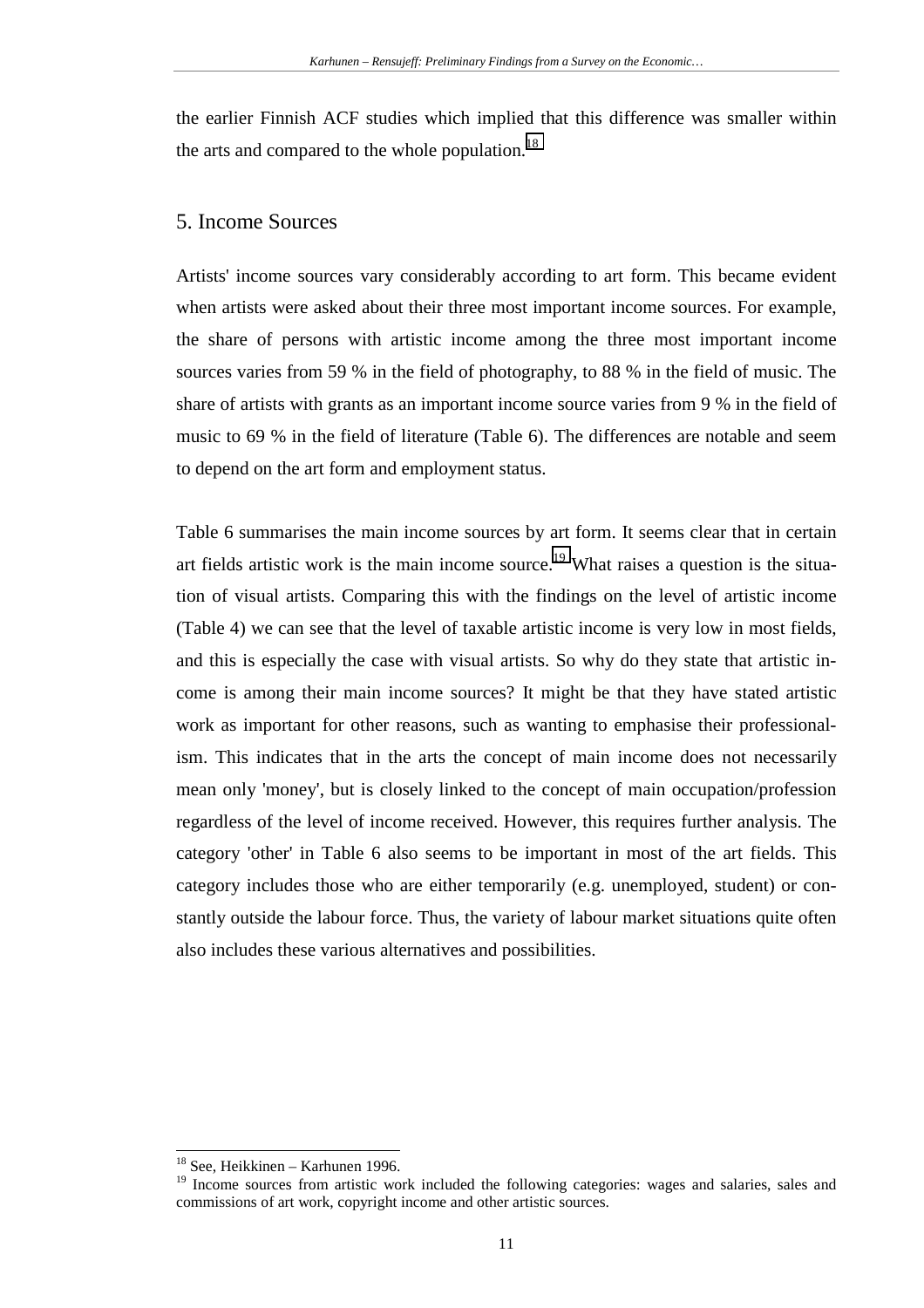the earlier Finnish ACF studies which implied that this difference was smaller within the arts and compared to the whole population.[18]

## 5. Income Sources

Artists' income sources vary considerably according to art form. This became evident when artists were asked about their three most important income sources. For example, the share of persons with artistic income among the three most important income sources varies from 59 % in the field of photography, to 88 % in the field of music. The share of artists with grants as an important income source varies from 9 % in the field of music to 69 % in the field of literature (Table 6). The differences are notable and seem to depend on the art form and employment status.

Table 6 summarises the main income sources by art form. It seems clear that in certain art fields artistic work is the main income source.[19] What raises a question is the situation of visual artists. Comparing this with the findings on the level of artistic income (Table 4) we can see that the level of taxable artistic income is very low in most fields, and this is especially the case with visual artists. So why do they state that artistic income is among their main income sources? It might be that they have stated artistic work as important for other reasons, such as wanting to emphasise their professionalism. This indicates that in the arts the concept of main income does not necessarily mean only 'money', but is closely linked to the concept of main occupation/profession regardless of the level of income received. However, this requires further analysis. The category 'other' in Table 6 also seems to be important in most of the art fields. This category includes those who are either temporarily (e.g. unemployed, student) or constantly outside the labour force. Thus, the variety of labour market situations quite often also includes these various alternatives and possibilities.

[18] See, Heikkinen – Karhunen 1996.

[19] Income sources from artistic work included the following categories: wages and salaries, sales and commissions of art work, copyright income and other artistic sources.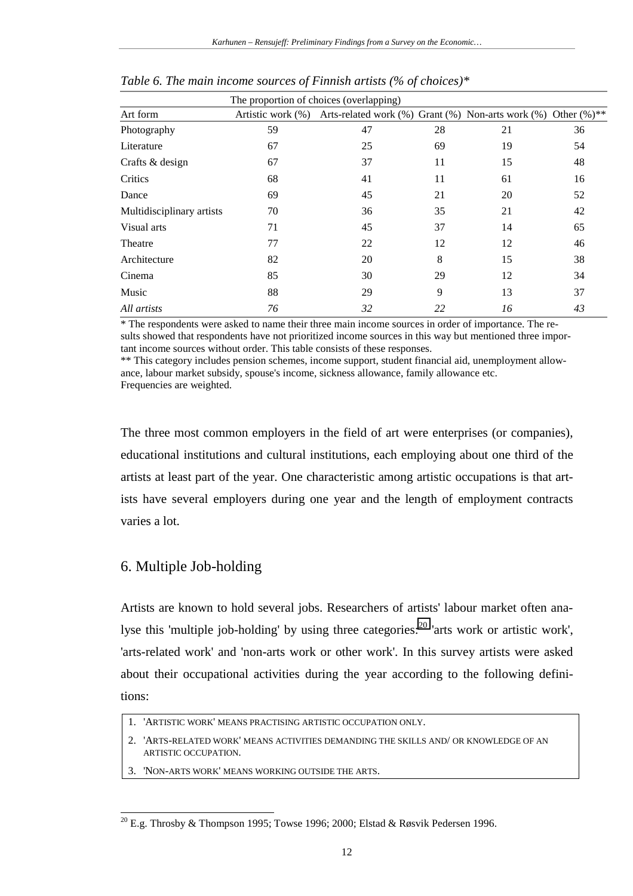*Table 6. The main income sources of Finnish artists (% of choices)**

| | The proportion of choices (overlapping) | | | | |
|---|---|---|---|---|---|
| Art form | Artistic work (%) | Arts-related work (%) | Grant (%) | Non-arts work (%) | Other (%)** |
| Photography | 59 | 47 | 28 | 21 | 36 |
| Literature | 67 | 25 | 69 | 19 | 54 |
| Crafts & design | 67 | 37 | 11 | 15 | 48 |
| Critics | 68 | 41 | 11 | 61 | 16 |
| Dance | 69 | 45 | 21 | 20 | 52 |
| Multidisciplinary artists | 70 | 36 | 35 | 21 | 42 |
| Visual arts | 71 | 45 | 37 | 14 | 65 |
| Theatre | 77 | 22 | 12 | 12 | 46 |
| Architecture | 82 | 20 | 8 | 15 | 38 |
| Cinema | 85 | 30 | 29 | 12 | 34 |
| Music | 88 | 29 | 9 | 13 | 37 |
| *All artists* | *76* | *32* | *22* | *16* | *43* |

\* The respondents were asked to name their three main income sources in order of importance. The results showed that respondents have not prioritized income sources in this way but mentioned three important income sources without order. This table consists of these responses.
\** This category includes pension schemes, income support, student financial aid, unemployment allowance, labour market subsidy, spouse's income, sickness allowance, family allowance etc.
Frequencies are weighted.

The three most common employers in the field of art were enterprises (or companies), educational institutions and cultural institutions, each employing about one third of the artists at least part of the year. One characteristic among artistic occupations is that artists have several employers during one year and the length of employment contracts varies a lot.

## 6. Multiple Job-holding

Artists are known to hold several jobs. Researchers of artists' labour market often analyse this 'multiple job-holding' by using three categories:[20] 'arts work or artistic work', 'arts-related work' and 'non-arts work or other work'. In this survey artists were asked about their occupational activities during the year according to the following definitions:

1. 'ARTISTIC WORK' MEANS PRACTISING ARTISTIC OCCUPATION ONLY.
2. 'ARTS-RELATED WORK' MEANS ACTIVITIES DEMANDING THE SKILLS AND/ OR KNOWLEDGE OF AN ARTISTIC OCCUPATION.
3. 'NON-ARTS WORK' MEANS WORKING OUTSIDE THE ARTS.

[20] E.g. Throsby & Thompson 1995; Towse 1996; 2000; Elstad & Røsvik Pedersen 1996.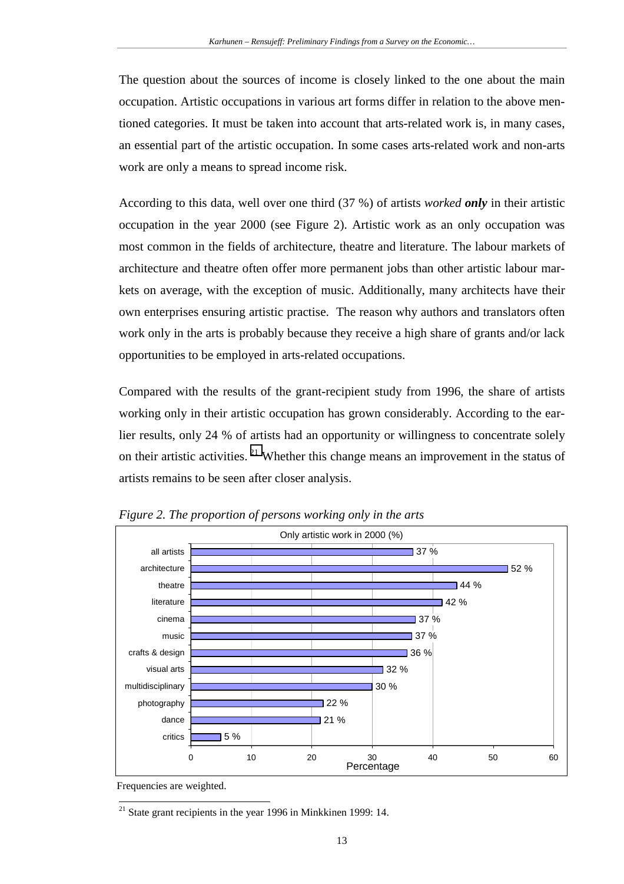The question about the sources of income is closely linked to the one about the main occupation. Artistic occupations in various art forms differ in relation to the above mentioned categories. It must be taken into account that arts-related work is, in many cases, an essential part of the artistic occupation. In some cases arts-related work and non-arts work are only a means to spread income risk.

According to this data, well over one third (37 %) of artists *worked **only*** in their artistic occupation in the year 2000 (see Figure 2). Artistic work as an only occupation was most common in the fields of architecture, theatre and literature. The labour markets of architecture and theatre often offer more permanent jobs than other artistic labour markets on average, with the exception of music. Additionally, many architects have their own enterprises ensuring artistic practise. The reason why authors and translators often work only in the arts is probably because they receive a high share of grants and/or lack opportunities to be employed in arts-related occupations.

Compared with the results of the grant-recipient study from 1996, the share of artists working only in their artistic occupation has grown considerably. According to the earlier results, only 24 % of artists had an opportunity or willingness to concentrate solely on their artistic activities.[21] Whether this change means an improvement in the status of artists remains to be seen after closer analysis.

*Figure 2. The proportion of persons working only in the arts*

Only artistic work in 2000 (%)

| Field | Percentage |
|---|---|
| all artists | 37 % |
| architecture | 52 % |
| theatre | 44 % |
| literature | 42 % |
| cinema | 37 % |
| music | 37 % |
| crafts & design | 36 % |
| visual arts | 32 % |
| multidisciplinary | 30 % |
| photography | 22 % |
| dance | 21 % |
| critics | 5 % |

Frequencies are weighted.

[21] State grant recipients in the year 1996 in Minkkinen 1999: 14.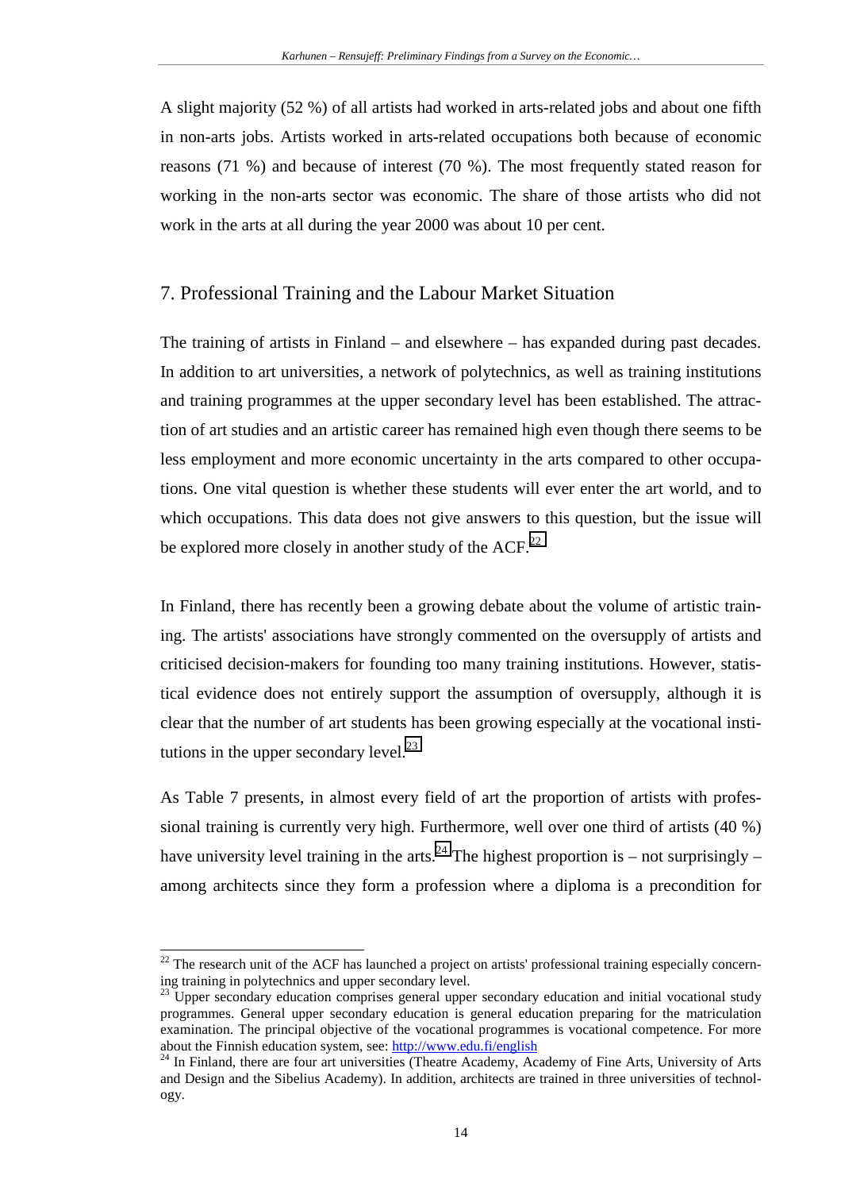A slight majority (52 %) of all artists had worked in arts-related jobs and about one fifth in non-arts jobs. Artists worked in arts-related occupations both because of economic reasons (71 %) and because of interest (70 %). The most frequently stated reason for working in the non-arts sector was economic. The share of those artists who did not work in the arts at all during the year 2000 was about 10 per cent.

## 7. Professional Training and the Labour Market Situation

The training of artists in Finland – and elsewhere – has expanded during past decades. In addition to art universities, a network of polytechnics, as well as training institutions and training programmes at the upper secondary level has been established. The attraction of art studies and an artistic career has remained high even though there seems to be less employment and more economic uncertainty in the arts compared to other occupations. One vital question is whether these students will ever enter the art world, and to which occupations. This data does not give answers to this question, but the issue will be explored more closely in another study of the ACF.[22]

In Finland, there has recently been a growing debate about the volume of artistic training. The artists' associations have strongly commented on the oversupply of artists and criticised decision-makers for founding too many training institutions. However, statistical evidence does not entirely support the assumption of oversupply, although it is clear that the number of art students has been growing especially at the vocational institutions in the upper secondary level.[23]

As Table 7 presents, in almost every field of art the proportion of artists with professional training is currently very high. Furthermore, well over one third of artists (40 %) have university level training in the arts.[24] The highest proportion is – not surprisingly – among architects since they form a profession where a diploma is a precondition for

---

[22] The research unit of the ACF has launched a project on artists' professional training especially concerning training in polytechnics and upper secondary level.

[23] Upper secondary education comprises general upper secondary education and initial vocational study programmes. General upper secondary education is general education preparing for the matriculation examination. The principal objective of the vocational programmes is vocational competence. For more about the Finnish education system, see: http://www.edu.fi/english

[24] In Finland, there are four art universities (Theatre Academy, Academy of Fine Arts, University of Arts and Design and the Sibelius Academy). In addition, architects are trained in three universities of technology.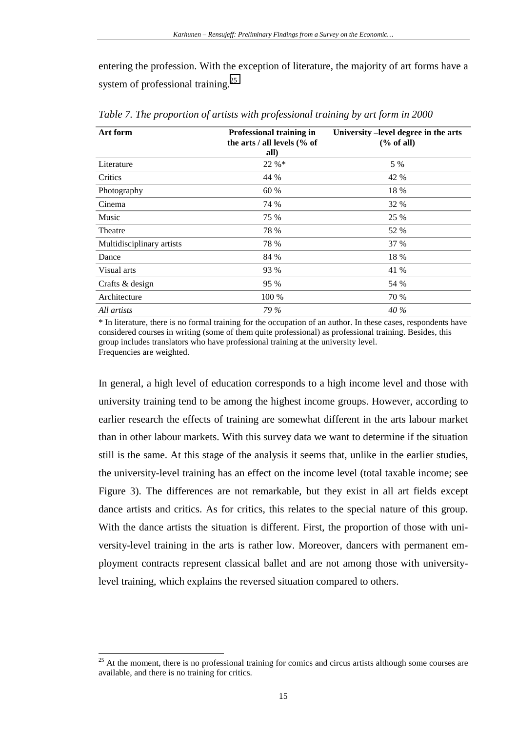entering the profession. With the exception of literature, the majority of art forms have a system of professional training.[25]

*Table 7. The proportion of artists with professional training by art form in 2000*

| Art form | Professional training in the arts / all levels (% of all) | University –level degree in the arts (% of all) |
|---|---|---|
| Literature | 22 %* | 5 % |
| Critics | 44 % | 42 % |
| Photography | 60 % | 18 % |
| Cinema | 74 % | 32 % |
| Music | 75 % | 25 % |
| Theatre | 78 % | 52 % |
| Multidisciplinary artists | 78 % | 37 % |
| Dance | 84 % | 18 % |
| Visual arts | 93 % | 41 % |
| Crafts & design | 95 % | 54 % |
| Architecture | 100 % | 70 % |
| *All artists* | *79 %* | *40 %* |

\* In literature, there is no formal training for the occupation of an author. In these cases, respondents have considered courses in writing (some of them quite professional) as professional training. Besides, this group includes translators who have professional training at the university level.
Frequencies are weighted.

In general, a high level of education corresponds to a high income level and those with university training tend to be among the highest income groups. However, according to earlier research the effects of training are somewhat different in the arts labour market than in other labour markets. With this survey data we want to determine if the situation still is the same. At this stage of the analysis it seems that, unlike in the earlier studies, the university-level training has an effect on the income level (total taxable income; see Figure 3). The differences are not remarkable, but they exist in all art fields except dance artists and critics. As for critics, this relates to the special nature of this group. With the dance artists the situation is different. First, the proportion of those with university-level training in the arts is rather low. Moreover, dancers with permanent employment contracts represent classical ballet and are not among those with university-level training, which explains the reversed situation compared to others.

[25] At the moment, there is no professional training for comics and circus artists although some courses are available, and there is no training for critics.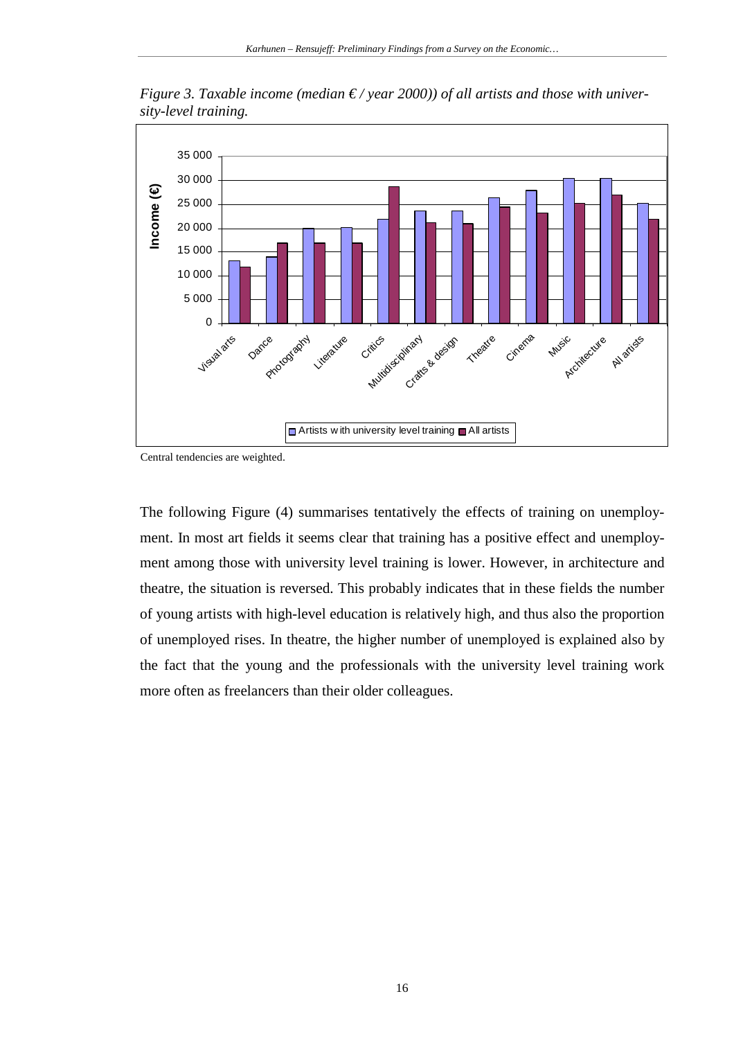*Figure 3. Taxable income (median € / year 2000)) of all artists and those with university-level training.*

Central tendencies are weighted.

The following Figure (4) summarises tentatively the effects of training on unemployment. In most art fields it seems clear that training has a positive effect and unemployment among those with university level training is lower. However, in architecture and theatre, the situation is reversed. This probably indicates that in these fields the number of young artists with high-level education is relatively high, and thus also the proportion of unemployed rises. In theatre, the higher number of unemployed is explained also by the fact that the young and the professionals with the university level training work more often as freelancers than their older colleagues.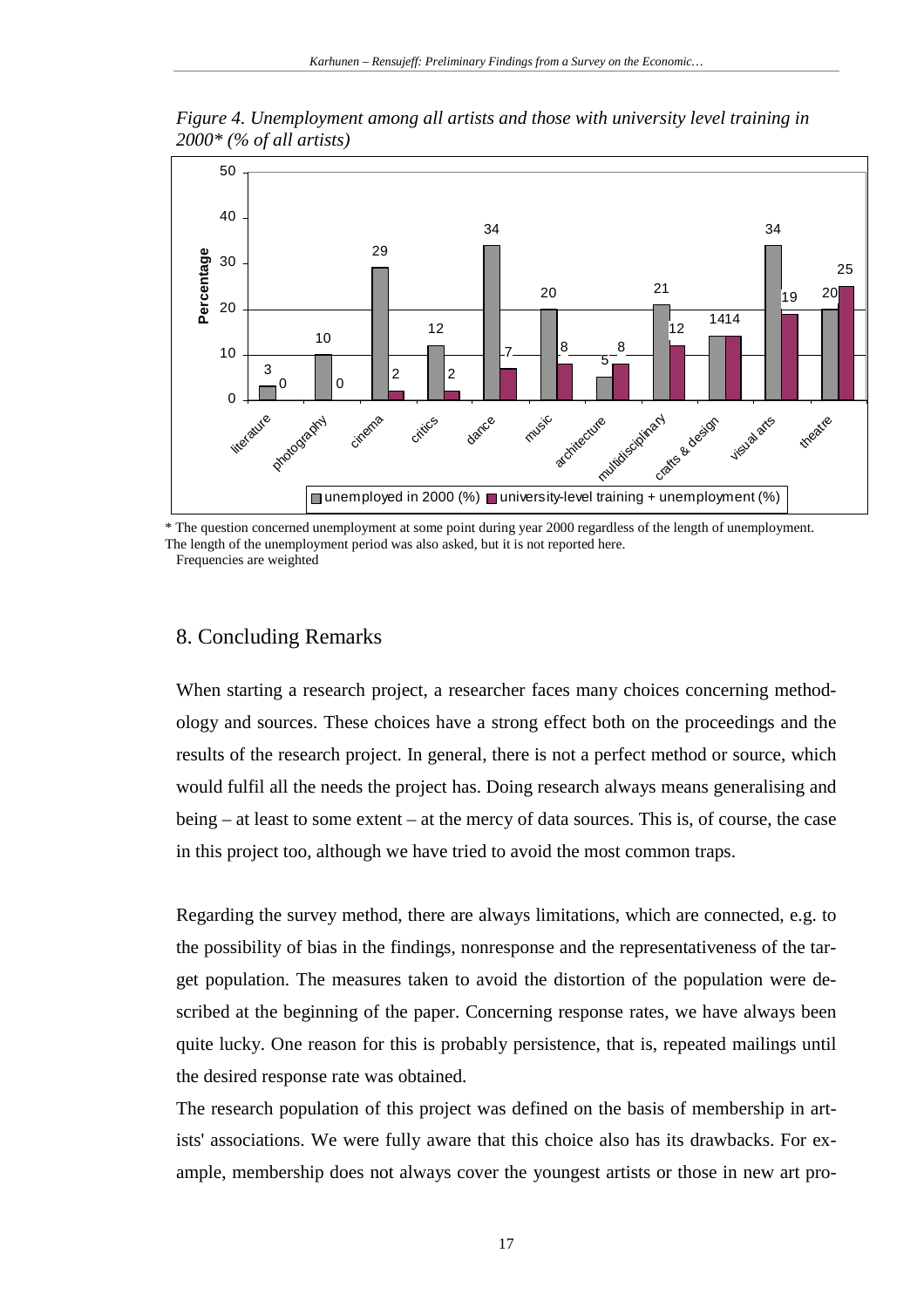*Figure 4. Unemployment among all artists and those with university level training in 2000\* (% of all artists)*

| | unemployed in 2000 (%) | university-level training + unemployment (%) |
|---|---|---|
| literature | 3 | 0 |
| photography | 10 | 0 |
| cinema | 29 | 2 |
| critics | 12 | 2 |
| dance | 34 | 7 |
| music | 20 | 8 |
| architecture | 5 | 8 |
| multidisciplinary | 21 | 12 |
| crafts & design | 14 | 14 |
| visual arts | 34 | 19 |
| theatre | 20 | 25 |

\* The question concerned unemployment at some point during year 2000 regardless of the length of unemployment. The length of the unemployment period was also asked, but it is not reported here.
Frequencies are weighted

## 8. Concluding Remarks

When starting a research project, a researcher faces many choices concerning methodology and sources. These choices have a strong effect both on the proceedings and the results of the research project. In general, there is not a perfect method or source, which would fulfil all the needs the project has. Doing research always means generalising and being – at least to some extent – at the mercy of data sources. This is, of course, the case in this project too, although we have tried to avoid the most common traps.

Regarding the survey method, there are always limitations, which are connected, e.g. to the possibility of bias in the findings, nonresponse and the representativeness of the target population. The measures taken to avoid the distortion of the population were described at the beginning of the paper. Concerning response rates, we have always been quite lucky. One reason for this is probably persistence, that is, repeated mailings until the desired response rate was obtained.

The research population of this project was defined on the basis of membership in artists' associations. We were fully aware that this choice also has its drawbacks. For example, membership does not always cover the youngest artists or those in new art pro-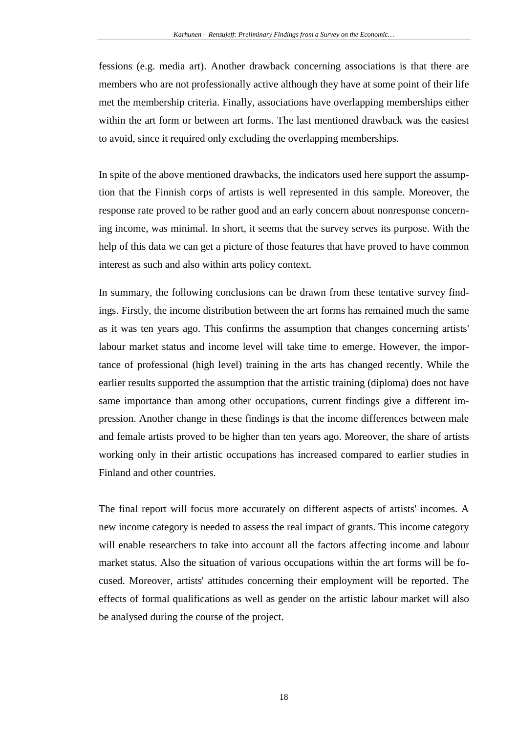fessions (e.g. media art). Another drawback concerning associations is that there are members who are not professionally active although they have at some point of their life met the membership criteria. Finally, associations have overlapping memberships either within the art form or between art forms. The last mentioned drawback was the easiest to avoid, since it required only excluding the overlapping memberships.

In spite of the above mentioned drawbacks, the indicators used here support the assumption that the Finnish corps of artists is well represented in this sample. Moreover, the response rate proved to be rather good and an early concern about nonresponse concerning income, was minimal. In short, it seems that the survey serves its purpose. With the help of this data we can get a picture of those features that have proved to have common interest as such and also within arts policy context.

In summary, the following conclusions can be drawn from these tentative survey findings. Firstly, the income distribution between the art forms has remained much the same as it was ten years ago. This confirms the assumption that changes concerning artists' labour market status and income level will take time to emerge. However, the importance of professional (high level) training in the arts has changed recently. While the earlier results supported the assumption that the artistic training (diploma) does not have same importance than among other occupations, current findings give a different impression. Another change in these findings is that the income differences between male and female artists proved to be higher than ten years ago. Moreover, the share of artists working only in their artistic occupations has increased compared to earlier studies in Finland and other countries.

The final report will focus more accurately on different aspects of artists' incomes. A new income category is needed to assess the real impact of grants. This income category will enable researchers to take into account all the factors affecting income and labour market status. Also the situation of various occupations within the art forms will be focused. Moreover, artists' attitudes concerning their employment will be reported. The effects of formal qualifications as well as gender on the artistic labour market will also be analysed during the course of the project.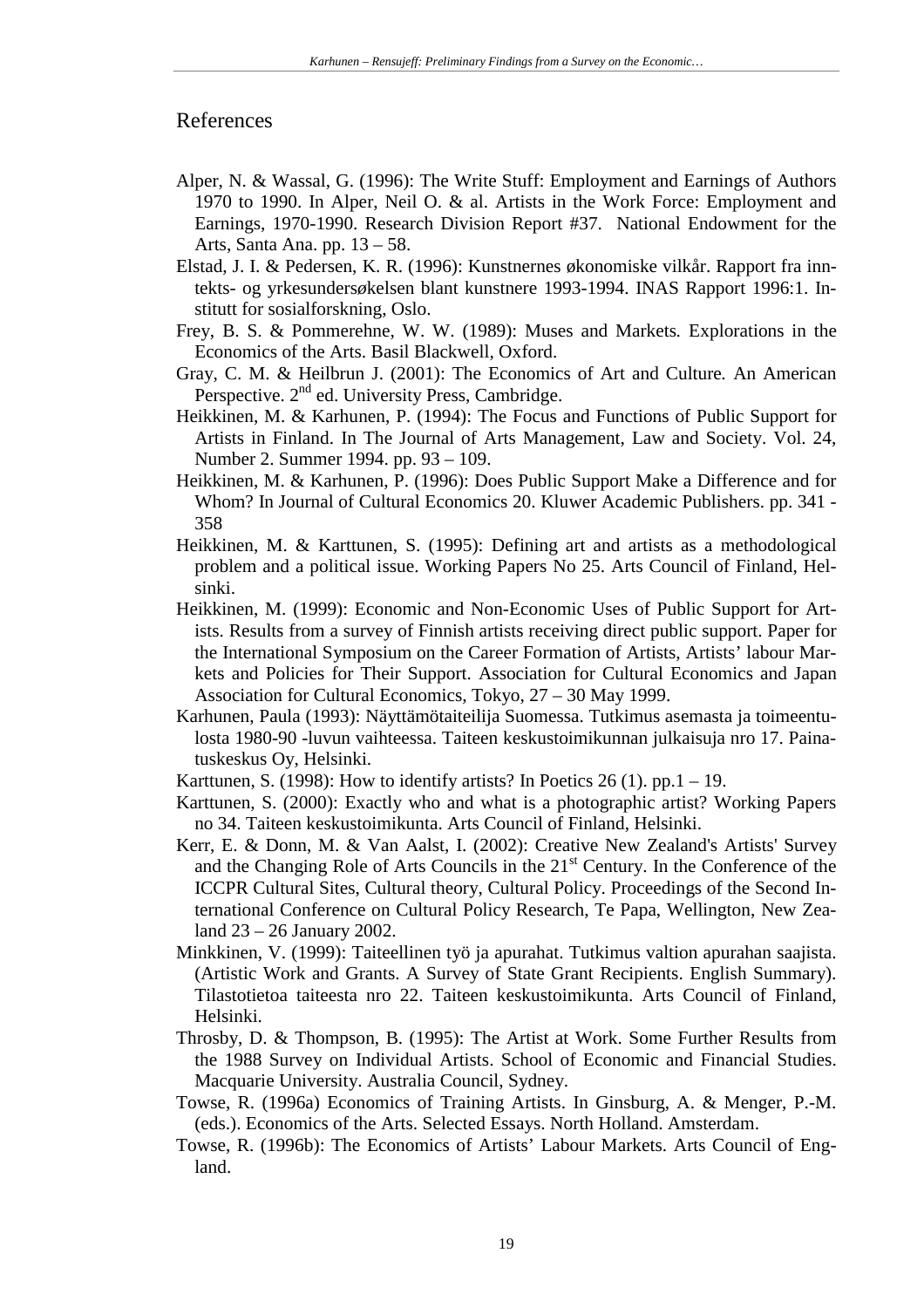## References

Alper, N. & Wassal, G. (1996): The Write Stuff: Employment and Earnings of Authors 1970 to 1990. In Alper, Neil O. & al. Artists in the Work Force: Employment and Earnings, 1970-1990. Research Division Report #37. National Endowment for the Arts, Santa Ana. pp. 13 – 58.

Elstad, J. I. & Pedersen, K. R. (1996): Kunstnernes økonomiske vilkår. Rapport fra inntekts- og yrkesundersøkelsen blant kunstnere 1993-1994. INAS Rapport 1996:1. Institutt for sosialforskning, Oslo.

Frey, B. S. & Pommerehne, W. W. (1989): Muses and Markets. Explorations in the Economics of the Arts. Basil Blackwell, Oxford.

Gray, C. M. & Heilbrun J. (2001): The Economics of Art and Culture. An American Perspective. 2nd ed. University Press, Cambridge.

Heikkinen, M. & Karhunen, P. (1994): The Focus and Functions of Public Support for Artists in Finland. In The Journal of Arts Management, Law and Society. Vol. 24, Number 2. Summer 1994. pp. 93 – 109.

Heikkinen, M. & Karhunen, P. (1996): Does Public Support Make a Difference and for Whom? In Journal of Cultural Economics 20. Kluwer Academic Publishers. pp. 341 - 358

Heikkinen, M. & Karttunen, S. (1995): Defining art and artists as a methodological problem and a political issue. Working Papers No 25. Arts Council of Finland, Helsinki.

Heikkinen, M. (1999): Economic and Non-Economic Uses of Public Support for Artists. Results from a survey of Finnish artists receiving direct public support. Paper for the International Symposium on the Career Formation of Artists, Artists' labour Markets and Policies for Their Support. Association for Cultural Economics and Japan Association for Cultural Economics, Tokyo, 27 – 30 May 1999.

Karhunen, Paula (1993): Näyttämötaiteilija Suomessa. Tutkimus asemasta ja toimeentulosta 1980-90 -luvun vaihteessa. Taiteen keskustoimikunnan julkaisuja nro 17. Painatuskeskus Oy, Helsinki.

Karttunen, S. (1998): How to identify artists? In Poetics 26 (1). pp.1 – 19.

Karttunen, S. (2000): Exactly who and what is a photographic artist? Working Papers no 34. Taiteen keskustoimikunta. Arts Council of Finland, Helsinki.

Kerr, E. & Donn, M. & Van Aalst, I. (2002): Creative New Zealand's Artists' Survey and the Changing Role of Arts Councils in the 21st Century. In the Conference of the ICCPR Cultural Sites, Cultural theory, Cultural Policy. Proceedings of the Second International Conference on Cultural Policy Research, Te Papa, Wellington, New Zealand 23 – 26 January 2002.

Minkkinen, V. (1999): Taiteellinen työ ja apurahat. Tutkimus valtion apurahan saajista. (Artistic Work and Grants. A Survey of State Grant Recipients. English Summary). Tilastotietoa taiteesta nro 22. Taiteen keskustoimikunta. Arts Council of Finland, Helsinki.

Throsby, D. & Thompson, B. (1995): The Artist at Work. Some Further Results from the 1988 Survey on Individual Artists. School of Economic and Financial Studies. Macquarie University. Australia Council, Sydney.

Towse, R. (1996a) Economics of Training Artists. In Ginsburg, A. & Menger, P.-M. (eds.). Economics of the Arts. Selected Essays. North Holland. Amsterdam.

Towse, R. (1996b): The Economics of Artists' Labour Markets. Arts Council of England.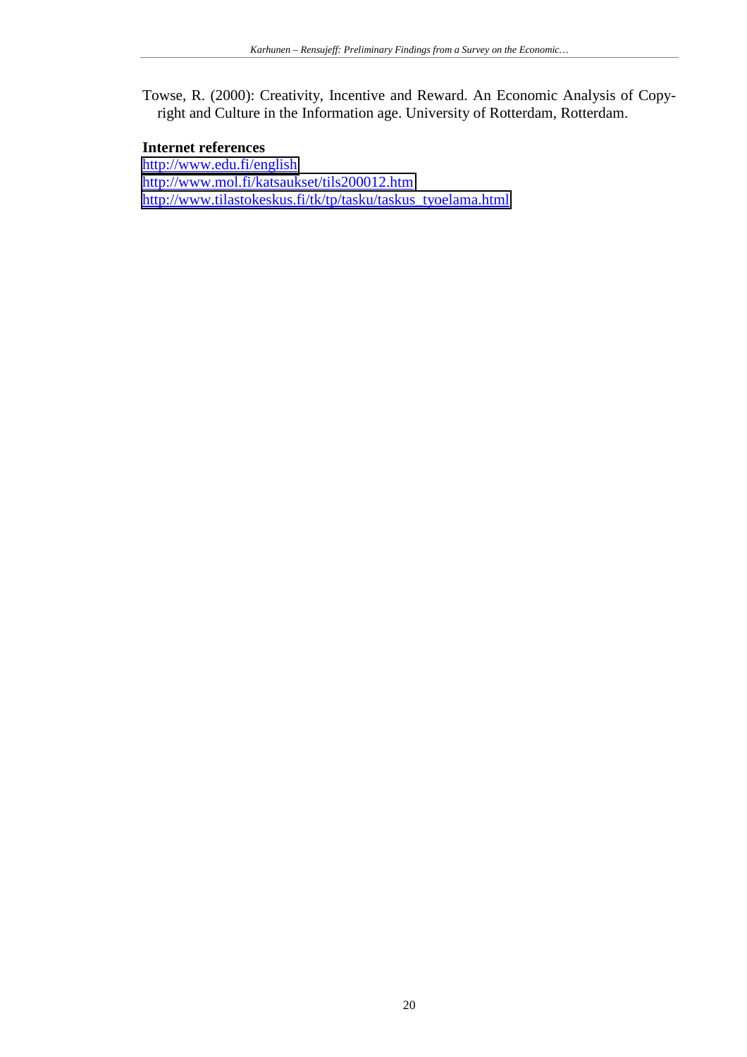Towse, R. (2000): Creativity, Incentive and Reward. An Economic Analysis of Copyright and Culture in the Information age. University of Rotterdam, Rotterdam.

**Internet references**

http://www.edu.fi/english
http://www.mol.fi/katsaukset/tils200012.htm
http://www.tilastokeskus.fi/tk/tp/tasku/taskus_tyoelama.html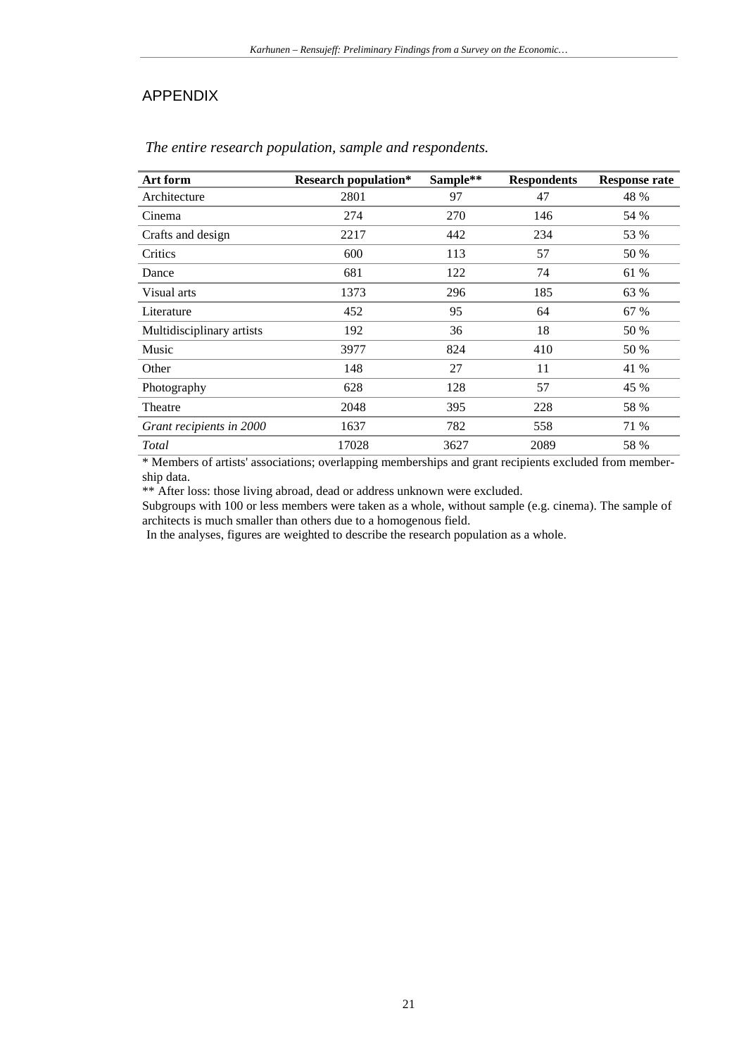## APPENDIX

*The entire research population, sample and respondents.*

| Art form | Research population* | Sample** | Respondents | Response rate |
|---|---|---|---|---|
| Architecture | 2801 | 97 | 47 | 48 % |
| Cinema | 274 | 270 | 146 | 54 % |
| Crafts and design | 2217 | 442 | 234 | 53 % |
| Critics | 600 | 113 | 57 | 50 % |
| Dance | 681 | 122 | 74 | 61 % |
| Visual arts | 1373 | 296 | 185 | 63 % |
| Literature | 452 | 95 | 64 | 67 % |
| Multidisciplinary artists | 192 | 36 | 18 | 50 % |
| Music | 3977 | 824 | 410 | 50 % |
| Other | 148 | 27 | 11 | 41 % |
| Photography | 628 | 128 | 57 | 45 % |
| Theatre | 2048 | 395 | 228 | 58 % |
| *Grant recipients in 2000* | 1637 | 782 | 558 | 71 % |
| *Total* | 17028 | 3627 | 2089 | 58 % |

* Members of artists' associations; overlapping memberships and grant recipients excluded from membership data.
** After loss: those living abroad, dead or address unknown were excluded.
Subgroups with 100 or less members were taken as a whole, without sample (e.g. cinema). The sample of architects is much smaller than others due to a homogenous field.
In the analyses, figures are weighted to describe the research population as a whole.